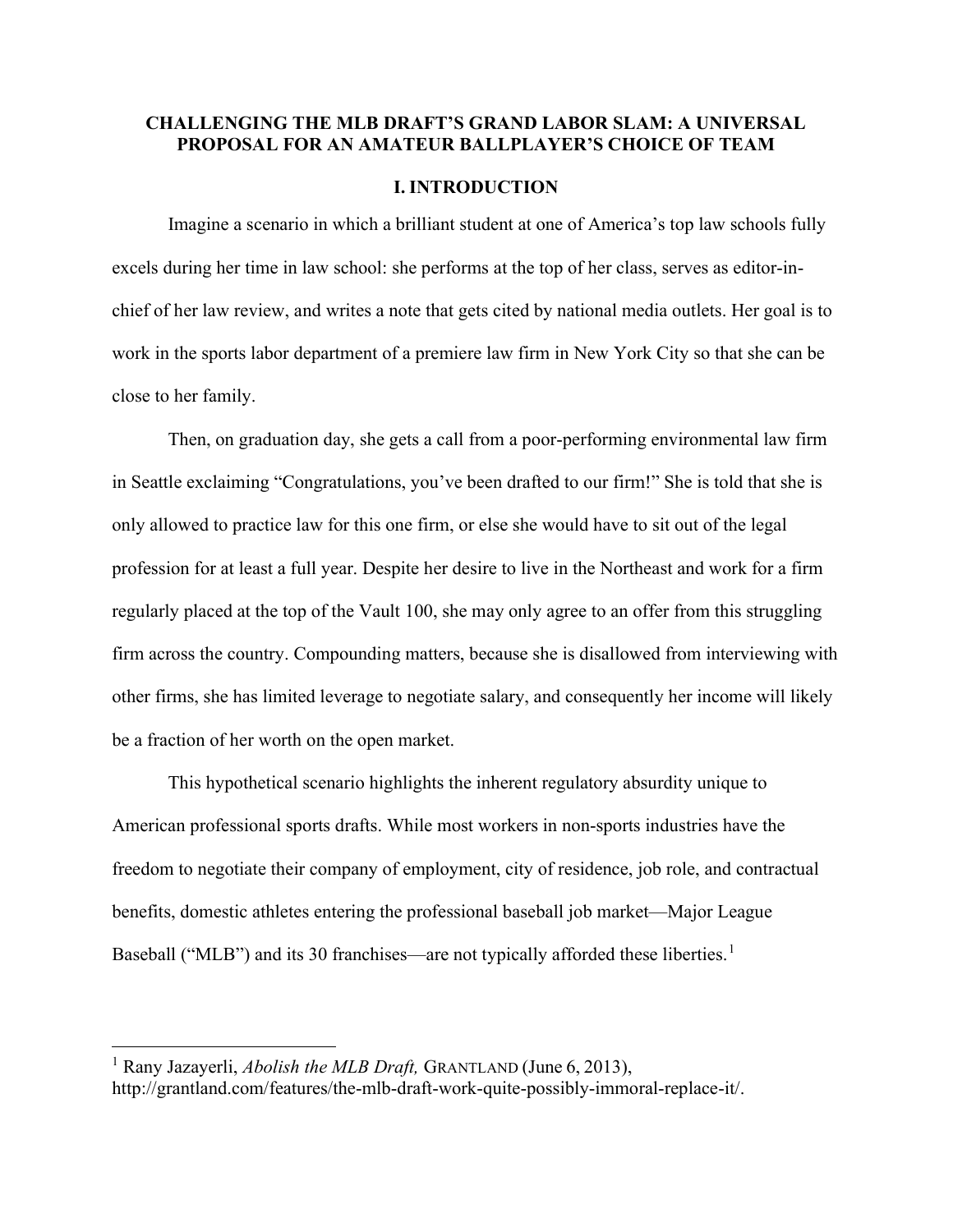# CHALLENGING THE MLB DRAFT'S GRAND LABOR SLAM: A UNIVERSAL PROPOSAL FOR AN AMATEUR BALLPLAYER'S CHOICE OF TEAM

## I. INTRODUCTION

Imagine a scenario in which a brilliant student at one of America's top law schools fully excels during her time in law school: she performs at the top of her class, serves as editor-in-chief of her law review, and writes a note that gets cited by national media outlets. Her goal is to work in the sports labor department of a premiere law firm in New York City so that she can be close to her family.

Then, on graduation day, she gets a call from a poor-performing environmental law firm in Seattle exclaiming "Congratulations, you've been drafted to our firm!" She is told that she is only allowed to practice law for this one firm, or else she would have to sit out of the legal profession for at least a full year. Despite her desire to live in the Northeast and work for a firm regularly placed at the top of the Vault 100, she may only agree to an offer from this struggling firm across the country. Compounding matters, because she is disallowed from interviewing with other firms, she has limited leverage to negotiate salary, and consequently her income will likely be a fraction of her worth on the open market.

This hypothetical scenario highlights the inherent regulatory absurdity unique to American professional sports drafts. While most workers in non-sports industries have the freedom to negotiate their company of employment, city of residence, job role, and contractual benefits, domestic athletes entering the professional baseball job market—Major League Baseball ("MLB") and its 30 franchises—are not typically afforded these liberties.[1]

---

[1] Rany Jazayerli, *Abolish the MLB Draft,* GRANTLAND (June 6, 2013), http://grantland.com/features/the-mlb-draft-work-quite-possibly-immoral-replace-it/.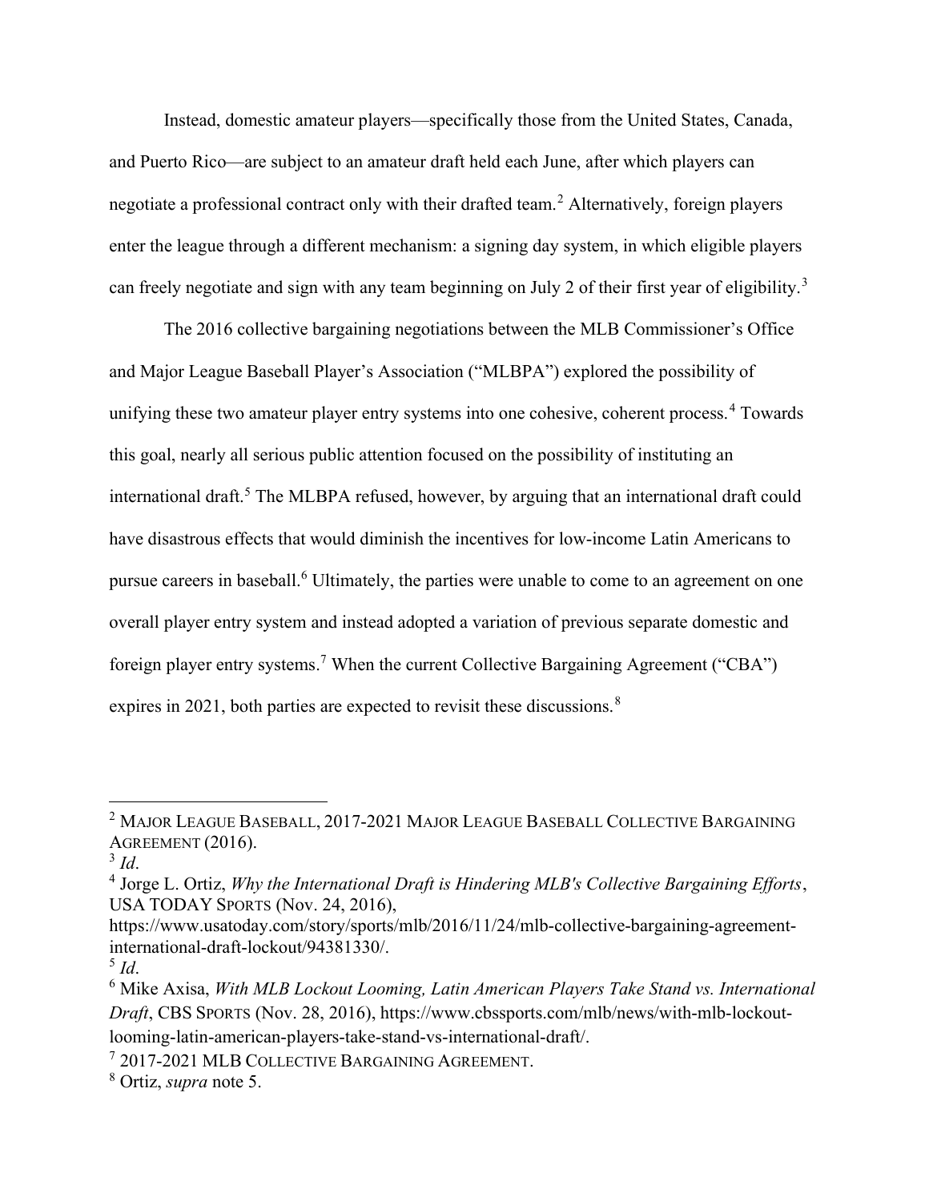Instead, domestic amateur players—specifically those from the United States, Canada, and Puerto Rico—are subject to an amateur draft held each June, after which players can negotiate a professional contract only with their drafted team.[2] Alternatively, foreign players enter the league through a different mechanism: a signing day system, in which eligible players can freely negotiate and sign with any team beginning on July 2 of their first year of eligibility.[3]

The 2016 collective bargaining negotiations between the MLB Commissioner's Office and Major League Baseball Player's Association ("MLBPA") explored the possibility of unifying these two amateur player entry systems into one cohesive, coherent process.[4] Towards this goal, nearly all serious public attention focused on the possibility of instituting an international draft.[5] The MLBPA refused, however, by arguing that an international draft could have disastrous effects that would diminish the incentives for low-income Latin Americans to pursue careers in baseball.[6] Ultimately, the parties were unable to come to an agreement on one overall player entry system and instead adopted a variation of previous separate domestic and foreign player entry systems.[7] When the current Collective Bargaining Agreement ("CBA") expires in 2021, both parties are expected to revisit these discussions.[8]

---

[2] MAJOR LEAGUE BASEBALL, 2017-2021 MAJOR LEAGUE BASEBALL COLLECTIVE BARGAINING AGREEMENT (2016).

[3] *Id*.

[4] Jorge L. Ortiz, *Why the International Draft is Hindering MLB's Collective Bargaining Efforts*, USA TODAY SPORTS (Nov. 24, 2016), https://www.usatoday.com/story/sports/mlb/2016/11/24/mlb-collective-bargaining-agreement-international-draft-lockout/94381330/.

[5] *Id*.

[6] Mike Axisa, *With MLB Lockout Looming, Latin American Players Take Stand vs. International Draft*, CBS SPORTS (Nov. 28, 2016), https://www.cbssports.com/mlb/news/with-mlb-lockout-looming-latin-american-players-take-stand-vs-international-draft/.

[7] 2017-2021 MLB COLLECTIVE BARGAINING AGREEMENT.

[8] Ortiz, *supra* note 5.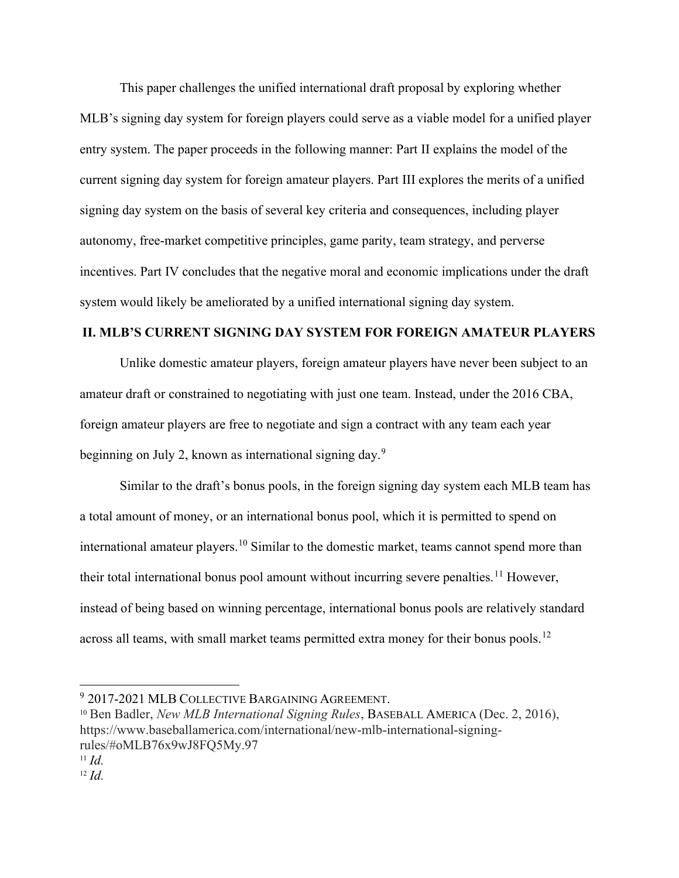This paper challenges the unified international draft proposal by exploring whether MLB's signing day system for foreign players could serve as a viable model for a unified player entry system. The paper proceeds in the following manner: Part II explains the model of the current signing day system for foreign amateur players. Part III explores the merits of a unified signing day system on the basis of several key criteria and consequences, including player autonomy, free-market competitive principles, game parity, team strategy, and perverse incentives. Part IV concludes that the negative moral and economic implications under the draft system would likely be ameliorated by a unified international signing day system.

## II. MLB'S CURRENT SIGNING DAY SYSTEM FOR FOREIGN AMATEUR PLAYERS

Unlike domestic amateur players, foreign amateur players have never been subject to an amateur draft or constrained to negotiating with just one team. Instead, under the 2016 CBA, foreign amateur players are free to negotiate and sign a contract with any team each year beginning on July 2, known as international signing day.[9]

Similar to the draft's bonus pools, in the foreign signing day system each MLB team has a total amount of money, or an international bonus pool, which it is permitted to spend on international amateur players.[10] Similar to the domestic market, teams cannot spend more than their total international bonus pool amount without incurring severe penalties.[11] However, instead of being based on winning percentage, international bonus pools are relatively standard across all teams, with small market teams permitted extra money for their bonus pools.[12]

---

[9] 2017-2021 MLB COLLECTIVE BARGAINING AGREEMENT.

[10] Ben Badler, *New MLB International Signing Rules*, BASEBALL AMERICA (Dec. 2, 2016), https://www.baseballamerica.com/international/new-mlb-international-signing-rules/#oMLB76x9wJ8FQ5My.97

[11] *Id.*

[12] *Id.*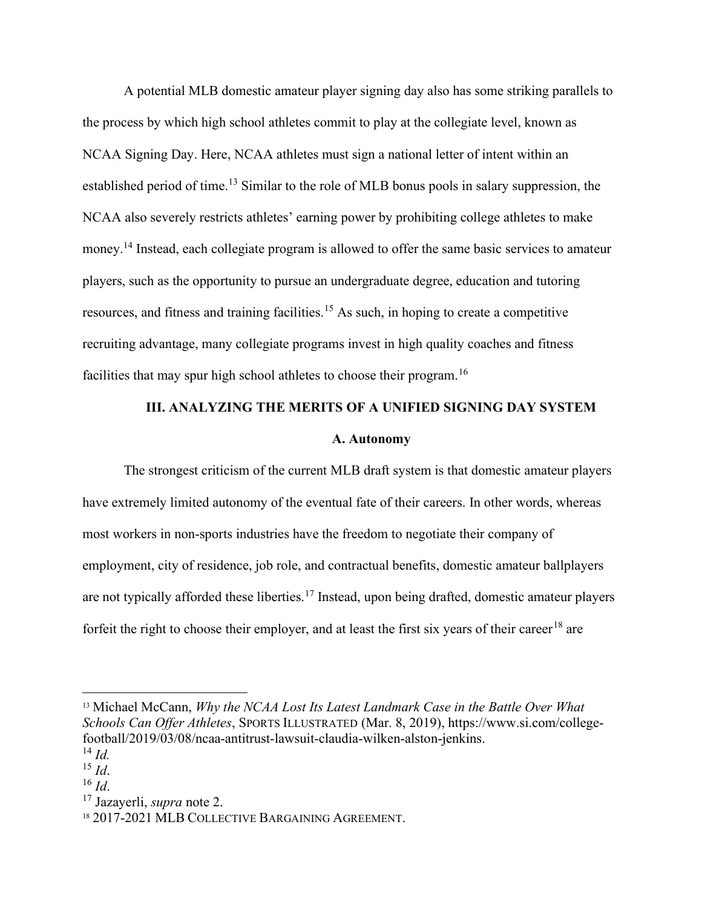A potential MLB domestic amateur player signing day also has some striking parallels to the process by which high school athletes commit to play at the collegiate level, known as NCAA Signing Day. Here, NCAA athletes must sign a national letter of intent within an established period of time.[13] Similar to the role of MLB bonus pools in salary suppression, the NCAA also severely restricts athletes' earning power by prohibiting college athletes to make money.[14] Instead, each collegiate program is allowed to offer the same basic services to amateur players, such as the opportunity to pursue an undergraduate degree, education and tutoring resources, and fitness and training facilities.[15] As such, in hoping to create a competitive recruiting advantage, many collegiate programs invest in high quality coaches and fitness facilities that may spur high school athletes to choose their program.[16]

## III. ANALYZING THE MERITS OF A UNIFIED SIGNING DAY SYSTEM

### A. Autonomy

The strongest criticism of the current MLB draft system is that domestic amateur players have extremely limited autonomy of the eventual fate of their careers. In other words, whereas most workers in non-sports industries have the freedom to negotiate their company of employment, city of residence, job role, and contractual benefits, domestic amateur ballplayers are not typically afforded these liberties.[17] Instead, upon being drafted, domestic amateur players forfeit the right to choose their employer, and at least the first six years of their career[18] are

---

[13] Michael McCann, *Why the NCAA Lost Its Latest Landmark Case in the Battle Over What Schools Can Offer Athletes*, SPORTS ILLUSTRATED (Mar. 8, 2019), https://www.si.com/college-football/2019/03/08/ncaa-antitrust-lawsuit-claudia-wilken-alston-jenkins.

[14] *Id.*

[15] *Id*.

[16] *Id*.

[17] Jazayerli, *supra* note 2.

[18] 2017-2021 MLB COLLECTIVE BARGAINING AGREEMENT.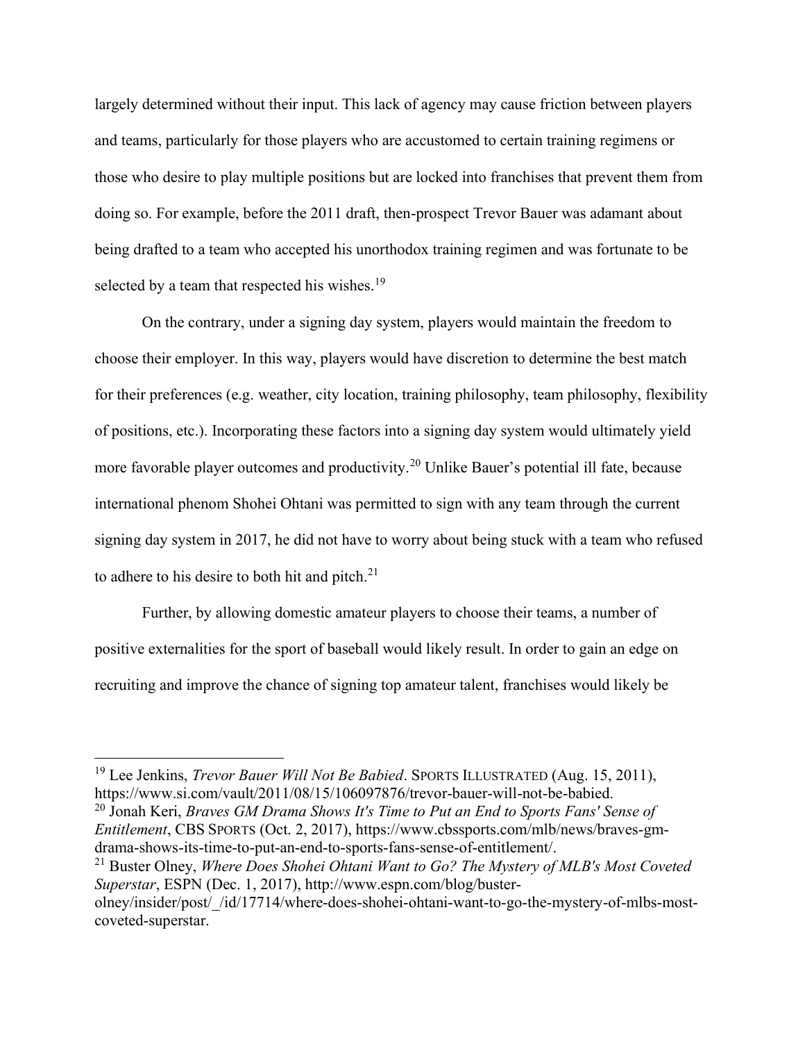largely determined without their input. This lack of agency may cause friction between players and teams, particularly for those players who are accustomed to certain training regimens or those who desire to play multiple positions but are locked into franchises that prevent them from doing so. For example, before the 2011 draft, then-prospect Trevor Bauer was adamant about being drafted to a team who accepted his unorthodox training regimen and was fortunate to be selected by a team that respected his wishes.[19]

On the contrary, under a signing day system, players would maintain the freedom to choose their employer. In this way, players would have discretion to determine the best match for their preferences (e.g. weather, city location, training philosophy, team philosophy, flexibility of positions, etc.). Incorporating these factors into a signing day system would ultimately yield more favorable player outcomes and productivity.[20] Unlike Bauer's potential ill fate, because international phenom Shohei Ohtani was permitted to sign with any team through the current signing day system in 2017, he did not have to worry about being stuck with a team who refused to adhere to his desire to both hit and pitch.[21]

Further, by allowing domestic amateur players to choose their teams, a number of positive externalities for the sport of baseball would likely result. In order to gain an edge on recruiting and improve the chance of signing top amateur talent, franchises would likely be

---

[19] Lee Jenkins, *Trevor Bauer Will Not Be Babied*. SPORTS ILLUSTRATED (Aug. 15, 2011), https://www.si.com/vault/2011/08/15/106097876/trevor-bauer-will-not-be-babied.

[20] Jonah Keri, *Braves GM Drama Shows It's Time to Put an End to Sports Fans' Sense of Entitlement*, CBS SPORTS (Oct. 2, 2017), https://www.cbssports.com/mlb/news/braves-gm-drama-shows-its-time-to-put-an-end-to-sports-fans-sense-of-entitlement/.

[21] Buster Olney, *Where Does Shohei Ohtani Want to Go? The Mystery of MLB's Most Coveted Superstar*, ESPN (Dec. 1, 2017), http://www.espn.com/blog/buster-olney/insider/post/_/id/17714/where-does-shohei-ohtani-want-to-go-the-mystery-of-mlbs-most-coveted-superstar.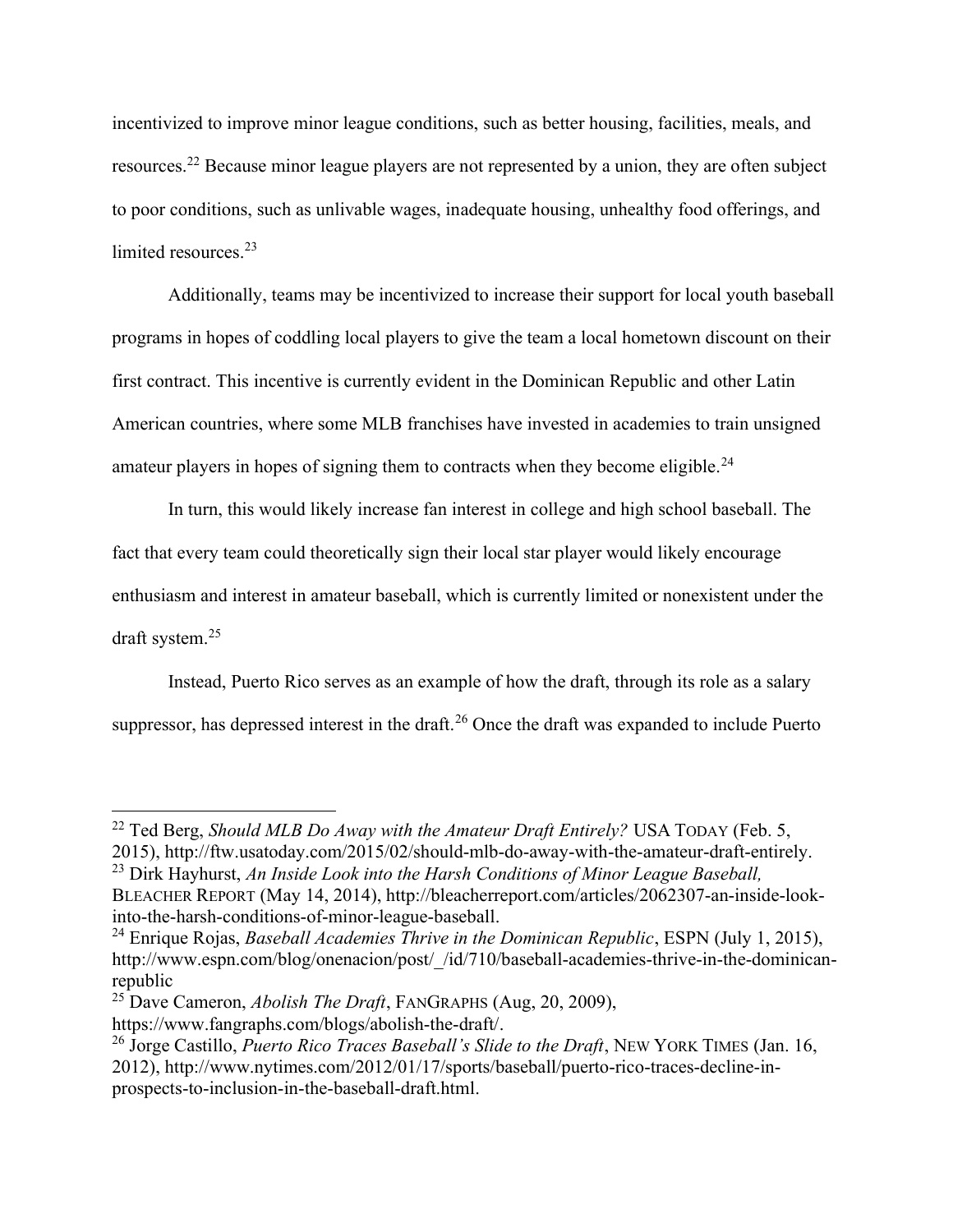incentivized to improve minor league conditions, such as better housing, facilities, meals, and resources.[22] Because minor league players are not represented by a union, they are often subject to poor conditions, such as unlivable wages, inadequate housing, unhealthy food offerings, and limited resources.[23]

Additionally, teams may be incentivized to increase their support for local youth baseball programs in hopes of coddling local players to give the team a local hometown discount on their first contract. This incentive is currently evident in the Dominican Republic and other Latin American countries, where some MLB franchises have invested in academies to train unsigned amateur players in hopes of signing them to contracts when they become eligible.[24]

In turn, this would likely increase fan interest in college and high school baseball. The fact that every team could theoretically sign their local star player would likely encourage enthusiasm and interest in amateur baseball, which is currently limited or nonexistent under the draft system.[25]

Instead, Puerto Rico serves as an example of how the draft, through its role as a salary suppressor, has depressed interest in the draft.[26] Once the draft was expanded to include Puerto

---

[22] Ted Berg, *Should MLB Do Away with the Amateur Draft Entirely?* USA TODAY (Feb. 5, 2015), http://ftw.usatoday.com/2015/02/should-mlb-do-away-with-the-amateur-draft-entirely.

[23] Dirk Hayhurst, *An Inside Look into the Harsh Conditions of Minor League Baseball,* BLEACHER REPORT (May 14, 2014), http://bleacherreport.com/articles/2062307-an-inside-look-into-the-harsh-conditions-of-minor-league-baseball.

[24] Enrique Rojas, *Baseball Academies Thrive in the Dominican Republic*, ESPN (July 1, 2015), http://www.espn.com/blog/onenacion/post/_/id/710/baseball-academies-thrive-in-the-dominican-republic

[25] Dave Cameron, *Abolish The Draft*, FANGRAPHS (Aug, 20, 2009), https://www.fangraphs.com/blogs/abolish-the-draft/.

[26] Jorge Castillo, *Puerto Rico Traces Baseball's Slide to the Draft*, NEW YORK TIMES (Jan. 16, 2012), http://www.nytimes.com/2012/01/17/sports/baseball/puerto-rico-traces-decline-in-prospects-to-inclusion-in-the-baseball-draft.html.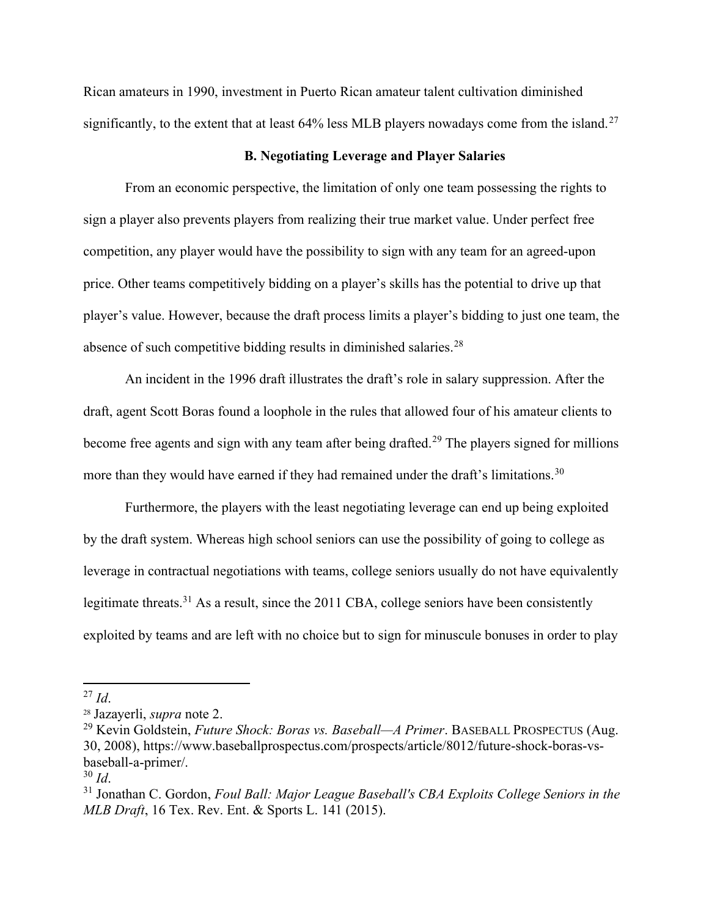Rican amateurs in 1990, investment in Puerto Rican amateur talent cultivation diminished significantly, to the extent that at least 64% less MLB players nowadays come from the island.[27]

### B. Negotiating Leverage and Player Salaries

From an economic perspective, the limitation of only one team possessing the rights to sign a player also prevents players from realizing their true market value. Under perfect free competition, any player would have the possibility to sign with any team for an agreed-upon price. Other teams competitively bidding on a player's skills has the potential to drive up that player's value. However, because the draft process limits a player's bidding to just one team, the absence of such competitive bidding results in diminished salaries.[28]

An incident in the 1996 draft illustrates the draft's role in salary suppression. After the draft, agent Scott Boras found a loophole in the rules that allowed four of his amateur clients to become free agents and sign with any team after being drafted.[29] The players signed for millions more than they would have earned if they had remained under the draft's limitations.[30]

Furthermore, the players with the least negotiating leverage can end up being exploited by the draft system. Whereas high school seniors can use the possibility of going to college as leverage in contractual negotiations with teams, college seniors usually do not have equivalently legitimate threats.[31] As a result, since the 2011 CBA, college seniors have been consistently exploited by teams and are left with no choice but to sign for minuscule bonuses in order to play

---

[27] *Id*.

[28] Jazayerli, *supra* note 2.

[29] Kevin Goldstein, *Future Shock: Boras vs. Baseball—A Primer*. BASEBALL PROSPECTUS (Aug. 30, 2008), https://www.baseballprospectus.com/prospects/article/8012/future-shock-boras-vs-baseball-a-primer/.

[30] *Id*.

[31] Jonathan C. Gordon, *Foul Ball: Major League Baseball's CBA Exploits College Seniors in the MLB Draft*, 16 Tex. Rev. Ent. & Sports L. 141 (2015).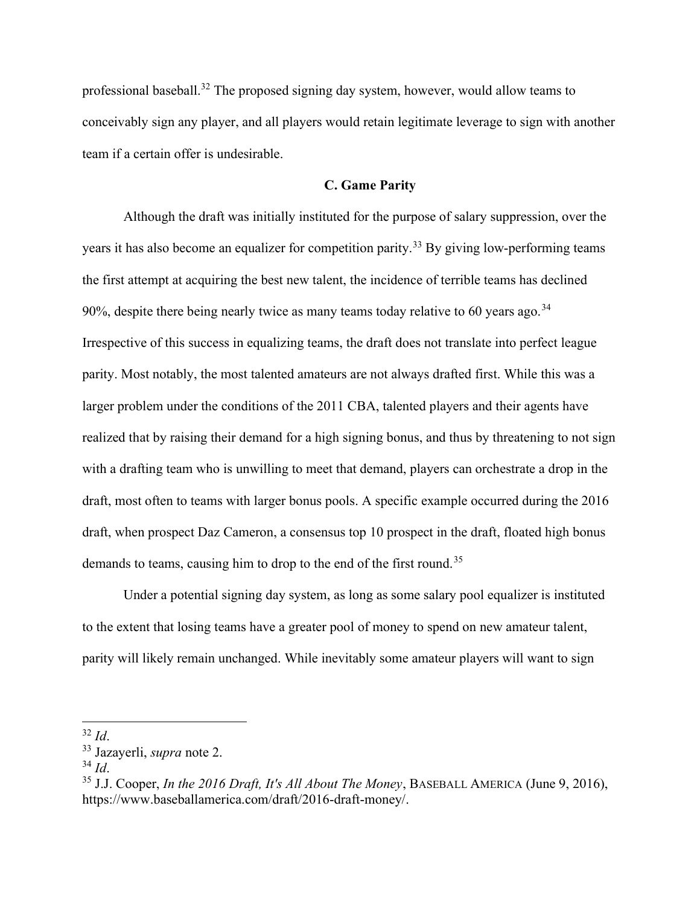professional baseball.[32] The proposed signing day system, however, would allow teams to conceivably sign any player, and all players would retain legitimate leverage to sign with another team if a certain offer is undesirable.

### C. Game Parity

Although the draft was initially instituted for the purpose of salary suppression, over the years it has also become an equalizer for competition parity.[33] By giving low-performing teams the first attempt at acquiring the best new talent, the incidence of terrible teams has declined 90%, despite there being nearly twice as many teams today relative to 60 years ago.[34] Irrespective of this success in equalizing teams, the draft does not translate into perfect league parity. Most notably, the most talented amateurs are not always drafted first. While this was a larger problem under the conditions of the 2011 CBA, talented players and their agents have realized that by raising their demand for a high signing bonus, and thus by threatening to not sign with a drafting team who is unwilling to meet that demand, players can orchestrate a drop in the draft, most often to teams with larger bonus pools. A specific example occurred during the 2016 draft, when prospect Daz Cameron, a consensus top 10 prospect in the draft, floated high bonus demands to teams, causing him to drop to the end of the first round.[35]

Under a potential signing day system, as long as some salary pool equalizer is instituted to the extent that losing teams have a greater pool of money to spend on new amateur talent, parity will likely remain unchanged. While inevitably some amateur players will want to sign

---

[32] *Id*.

[33] Jazayerli, *supra* note 2.

[34] *Id*.

[35] J.J. Cooper, *In the 2016 Draft, It's All About The Money*, BASEBALL AMERICA (June 9, 2016), https://www.baseballamerica.com/draft/2016-draft-money/.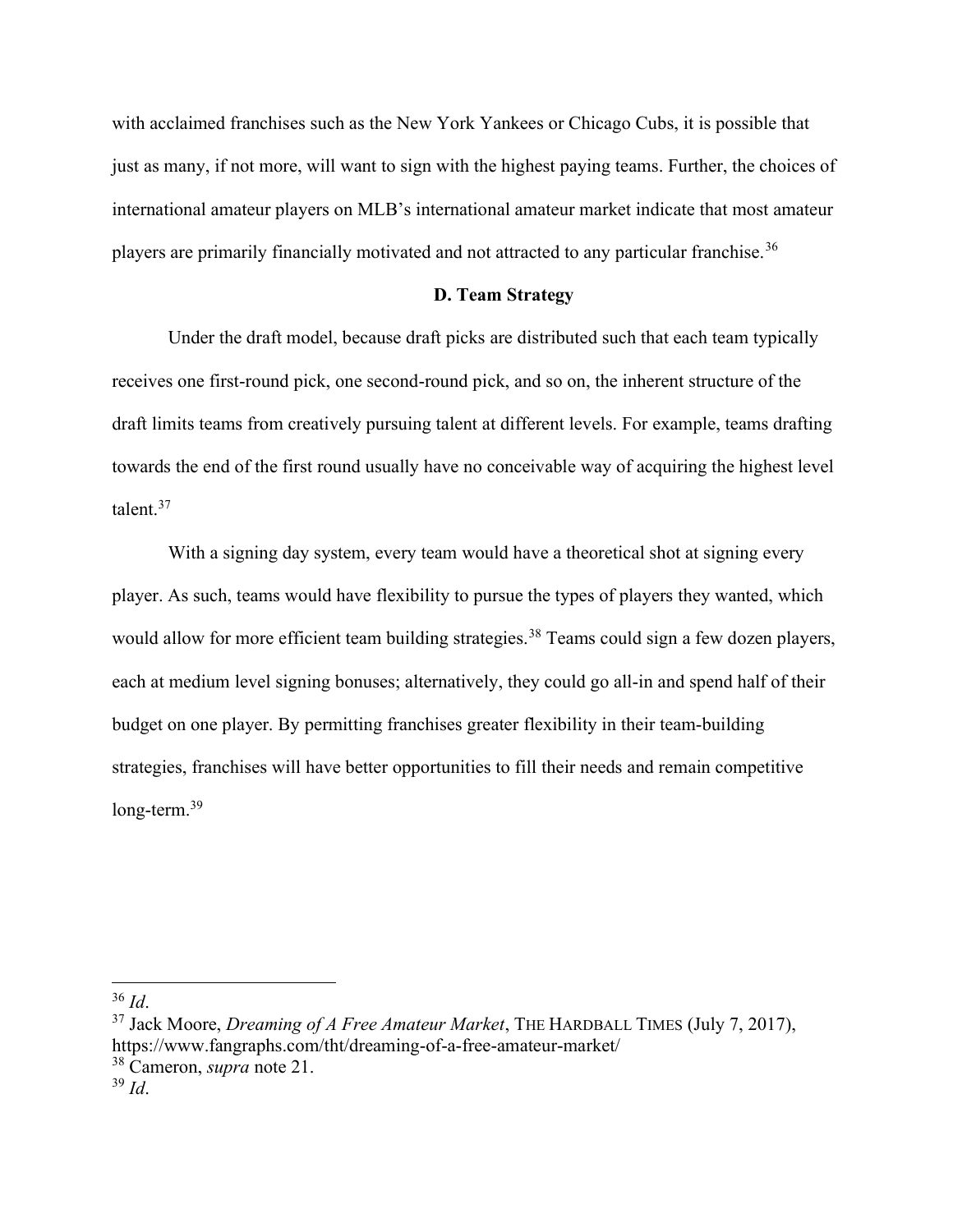with acclaimed franchises such as the New York Yankees or Chicago Cubs, it is possible that just as many, if not more, will want to sign with the highest paying teams. Further, the choices of international amateur players on MLB's international amateur market indicate that most amateur players are primarily financially motivated and not attracted to any particular franchise.[36]

### D. Team Strategy

Under the draft model, because draft picks are distributed such that each team typically receives one first-round pick, one second-round pick, and so on, the inherent structure of the draft limits teams from creatively pursuing talent at different levels. For example, teams drafting towards the end of the first round usually have no conceivable way of acquiring the highest level talent.[37]

With a signing day system, every team would have a theoretical shot at signing every player. As such, teams would have flexibility to pursue the types of players they wanted, which would allow for more efficient team building strategies.[38] Teams could sign a few dozen players, each at medium level signing bonuses; alternatively, they could go all-in and spend half of their budget on one player. By permitting franchises greater flexibility in their team-building strategies, franchises will have better opportunities to fill their needs and remain competitive long-term.[39]

---

[36] *Id*.

[37] Jack Moore, *Dreaming of A Free Amateur Market*, THE HARDBALL TIMES (July 7, 2017), https://www.fangraphs.com/tht/dreaming-of-a-free-amateur-market/

[38] Cameron, *supra* note 21.

[39] *Id*.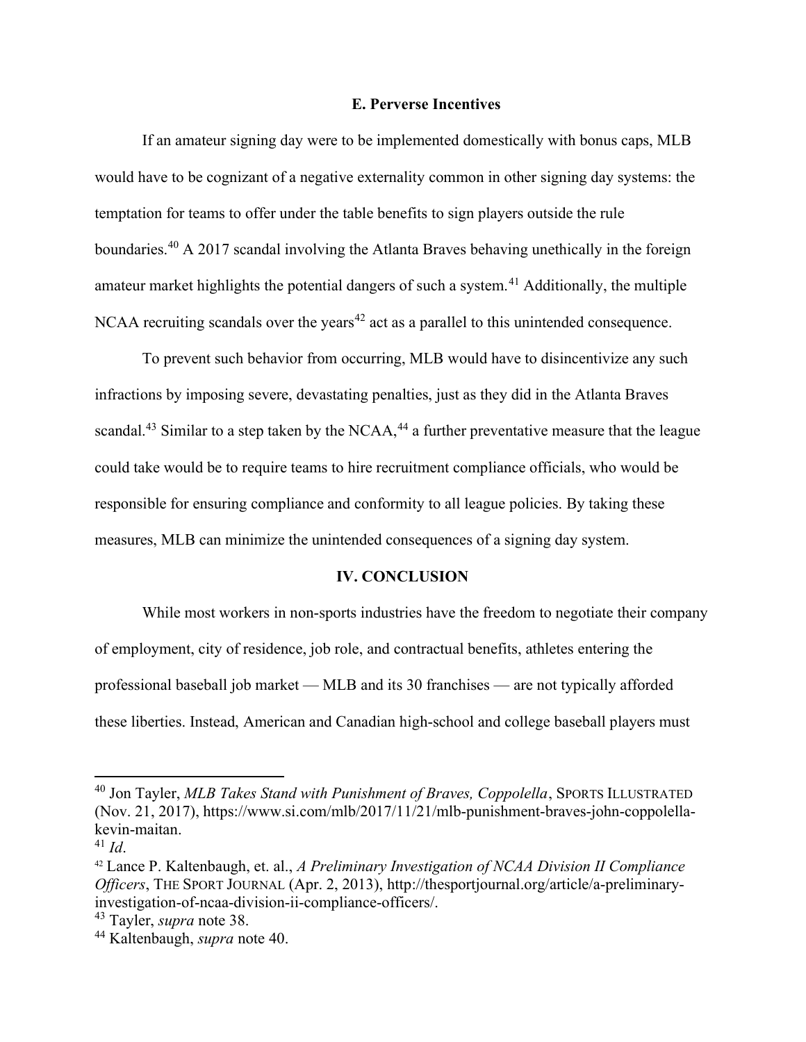### E. Perverse Incentives

If an amateur signing day were to be implemented domestically with bonus caps, MLB would have to be cognizant of a negative externality common in other signing day systems: the temptation for teams to offer under the table benefits to sign players outside the rule boundaries.[40] A 2017 scandal involving the Atlanta Braves behaving unethically in the foreign amateur market highlights the potential dangers of such a system.[41] Additionally, the multiple NCAA recruiting scandals over the years[42] act as a parallel to this unintended consequence.

To prevent such behavior from occurring, MLB would have to disincentivize any such infractions by imposing severe, devastating penalties, just as they did in the Atlanta Braves scandal.[43] Similar to a step taken by the NCAA,[44] a further preventative measure that the league could take would be to require teams to hire recruitment compliance officials, who would be responsible for ensuring compliance and conformity to all league policies. By taking these measures, MLB can minimize the unintended consequences of a signing day system.

## IV. CONCLUSION

While most workers in non-sports industries have the freedom to negotiate their company of employment, city of residence, job role, and contractual benefits, athletes entering the professional baseball job market — MLB and its 30 franchises — are not typically afforded these liberties. Instead, American and Canadian high-school and college baseball players must

---

[40] Jon Tayler, *MLB Takes Stand with Punishment of Braves, Coppolella*, SPORTS ILLUSTRATED (Nov. 21, 2017), https://www.si.com/mlb/2017/11/21/mlb-punishment-braves-john-coppolella-kevin-maitan.

[41] *Id*.

[42] Lance P. Kaltenbaugh, et. al., *A Preliminary Investigation of NCAA Division II Compliance Officers*, THE SPORT JOURNAL (Apr. 2, 2013), http://thesportjournal.org/article/a-preliminary-investigation-of-ncaa-division-ii-compliance-officers/.

[43] Tayler, *supra* note 38.

[44] Kaltenbaugh, *supra* note 40.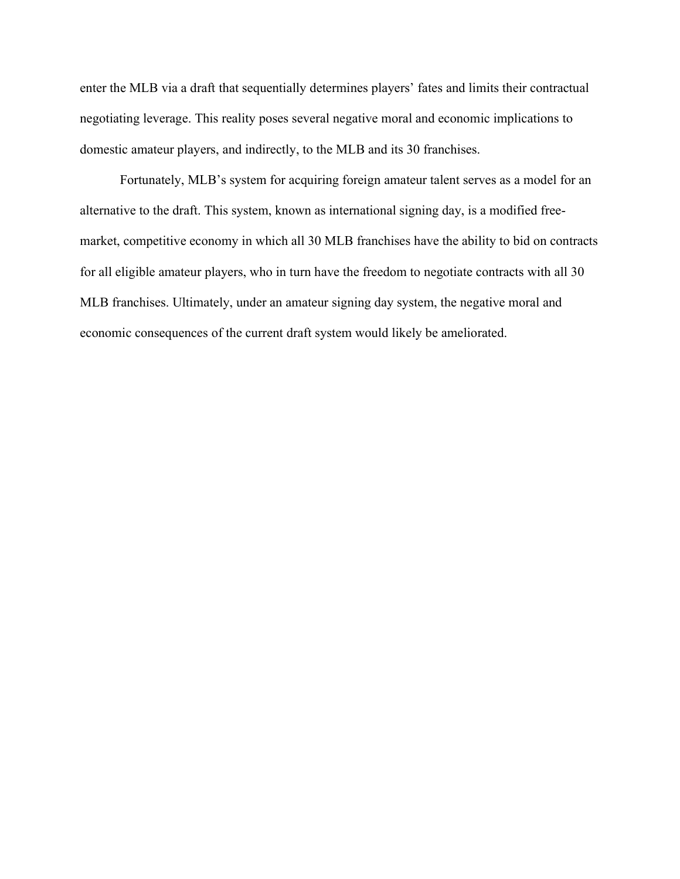enter the MLB via a draft that sequentially determines players' fates and limits their contractual negotiating leverage. This reality poses several negative moral and economic implications to domestic amateur players, and indirectly, to the MLB and its 30 franchises.

Fortunately, MLB's system for acquiring foreign amateur talent serves as a model for an alternative to the draft. This system, known as international signing day, is a modified free-market, competitive economy in which all 30 MLB franchises have the ability to bid on contracts for all eligible amateur players, who in turn have the freedom to negotiate contracts with all 30 MLB franchises. Ultimately, under an amateur signing day system, the negative moral and economic consequences of the current draft system would likely be ameliorated.